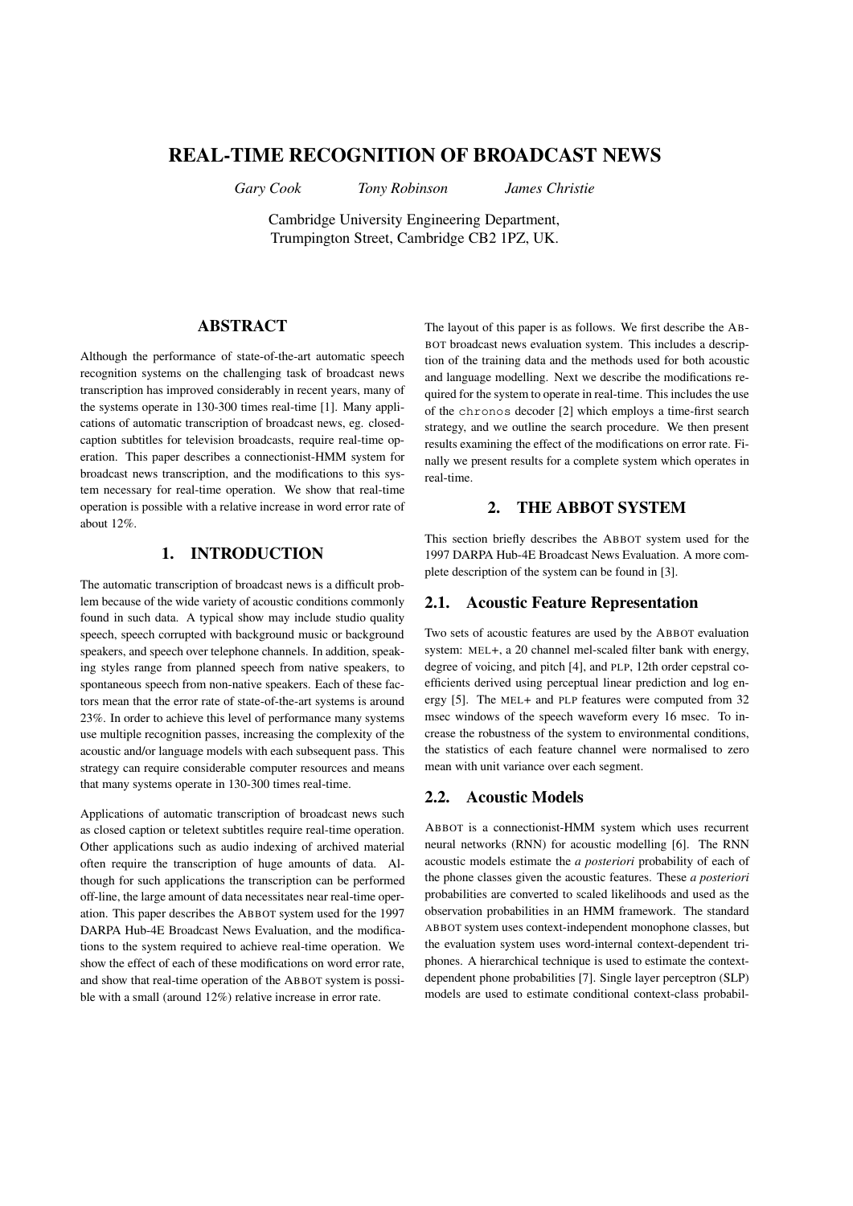# REAL-TIME RECOGNITION OF BROADCAST NEWS

*Gary Cook* *Tony Robinson* *James Christie*

Cambridge University Engineering Department,
Trumpington Street, Cambridge CB2 1PZ, UK.

## ABSTRACT

Although the performance of state-of-the-art automatic speech recognition systems on the challenging task of broadcast news transcription has improved considerably in recent years, many of the systems operate in 130-300 times real-time [1]. Many applications of automatic transcription of broadcast news, eg. closed-caption subtitles for television broadcasts, require real-time operation. This paper describes a connectionist-HMM system for broadcast news transcription, and the modifications to this system necessary for real-time operation. We show that real-time operation is possible with a relative increase in word error rate of about 12%.

## 1. INTRODUCTION

The automatic transcription of broadcast news is a difficult problem because of the wide variety of acoustic conditions commonly found in such data. A typical show may include studio quality speech, speech corrupted with background music or background speakers, and speech over telephone channels. In addition, speaking styles range from planned speech from native speakers, to spontaneous speech from non-native speakers. Each of these factors mean that the error rate of state-of-the-art systems is around 23%. In order to achieve this level of performance many systems use multiple recognition passes, increasing the complexity of the acoustic and/or language models with each subsequent pass. This strategy can require considerable computer resources and means that many systems operate in 130-300 times real-time.

Applications of automatic transcription of broadcast news such as closed caption or teletext subtitles require real-time operation. Other applications such as audio indexing of archived material often require the transcription of huge amounts of data. Although for such applications the transcription can be performed off-line, the large amount of data necessitates near real-time operation. This paper describes the ABBOT system used for the 1997 DARPA Hub-4E Broadcast News Evaluation, and the modifications to the system required to achieve real-time operation. We show the effect of each of these modifications on word error rate, and show that real-time operation of the ABBOT system is possible with a small (around 12%) relative increase in error rate.

The layout of this paper is as follows. We first describe the ABBOT broadcast news evaluation system. This includes a description of the training data and the methods used for both acoustic and language modelling. Next we describe the modifications required for the system to operate in real-time. This includes the use of the `chronos` decoder [2] which employs a time-first search strategy, and we outline the search procedure. We then present results examining the effect of the modifications on error rate. Finally we present results for a complete system which operates in real-time.

## 2. THE ABBOT SYSTEM

This section briefly describes the ABBOT system used for the 1997 DARPA Hub-4E Broadcast News Evaluation. A more complete description of the system can be found in [3].

### 2.1. Acoustic Feature Representation

Two sets of acoustic features are used by the ABBOT evaluation system: MEL+, a 20 channel mel-scaled filter bank with energy, degree of voicing, and pitch [4], and PLP, 12th order cepstral coefficients derived using perceptual linear prediction and log energy [5]. The MEL+ and PLP features were computed from 32 msec windows of the speech waveform every 16 msec. To increase the robustness of the system to environmental conditions, the statistics of each feature channel were normalised to zero mean with unit variance over each segment.

### 2.2. Acoustic Models

ABBOT is a connectionist-HMM system which uses recurrent neural networks (RNN) for acoustic modelling [6]. The RNN acoustic models estimate the *a posteriori* probability of each of the phone classes given the acoustic features. These *a posteriori* probabilities are converted to scaled likelihoods and used as the observation probabilities in an HMM framework. The standard ABBOT system uses context-independent monophone classes, but the evaluation system uses word-internal context-dependent triphones. A hierarchical technique is used to estimate the context-dependent phone probabilities [7]. Single layer perceptron (SLP) models are used to estimate conditional context-class probabil-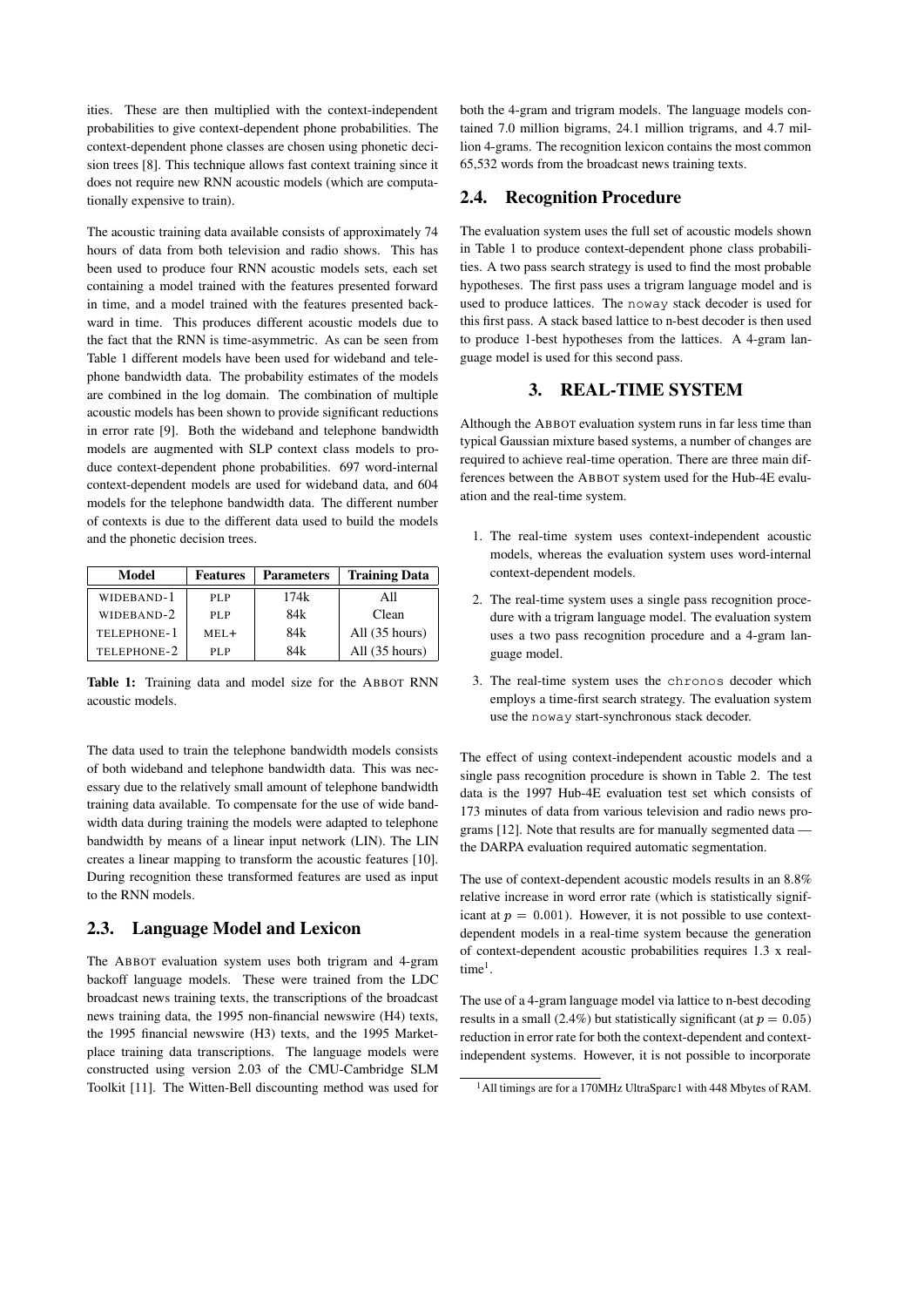ities. These are then multiplied with the context-independent probabilities to give context-dependent phone probabilities. The context-dependent phone classes are chosen using phonetic decision trees [8]. This technique allows fast context training since it does not require new RNN acoustic models (which are computationally expensive to train).

The acoustic training data available consists of approximately 74 hours of data from both television and radio shows. This has been used to produce four RNN acoustic models sets, each set containing a model trained with the features presented forward in time, and a model trained with the features presented backward in time. This produces different acoustic models due to the fact that the RNN is time-asymmetric. As can be seen from Table 1 different models have been used for wideband and telephone bandwidth data. The probability estimates of the models are combined in the log domain. The combination of multiple acoustic models has been shown to provide significant reductions in error rate [9]. Both the wideband and telephone bandwidth models are augmented with SLP context class models to produce context-dependent phone probabilities. 697 word-internal context-dependent models are used for wideband data, and 604 models for the telephone bandwidth data. The different number of contexts is due to the different data used to build the models and the phonetic decision trees.

| Model | Features | Parameters | Training Data |
|---|---|---|---|
| WIDEBAND-1 | PLP | 174k | All |
| WIDEBAND-2 | PLP | 84k | Clean |
| TELEPHONE-1 | MEL+ | 84k | All (35 hours) |
| TELEPHONE-2 | PLP | 84k | All (35 hours) |

**Table 1:** Training data and model size for the ABBOT RNN acoustic models.

The data used to train the telephone bandwidth models consists of both wideband and telephone bandwidth data. This was necessary due to the relatively small amount of telephone bandwidth training data available. To compensate for the use of wide bandwidth data during training the models were adapted to telephone bandwidth by means of a linear input network (LIN). The LIN creates a linear mapping to transform the acoustic features [10]. During recognition these transformed features are used as input to the RNN models.

## 2.3. Language Model and Lexicon

The ABBOT evaluation system uses both trigram and 4-gram backoff language models. These were trained from the LDC broadcast news training texts, the transcriptions of the broadcast news training data, the 1995 non-financial newswire (H4) texts, the 1995 financial newswire (H3) texts, and the 1995 Marketplace training data transcriptions. The language models were constructed using version 2.03 of the CMU-Cambridge SLM Toolkit [11]. The Witten-Bell discounting method was used for both the 4-gram and trigram models. The language models contained 7.0 million bigrams, 24.1 million trigrams, and 4.7 million 4-grams. The recognition lexicon contains the most common 65,532 words from the broadcast news training texts.

## 2.4. Recognition Procedure

The evaluation system uses the full set of acoustic models shown in Table 1 to produce context-dependent phone class probabilities. A two pass search strategy is used to find the most probable hypotheses. The first pass uses a trigram language model and is used to produce lattices. The `noway` stack decoder is used for this first pass. A stack based lattice to n-best decoder is then used to produce 1-best hypotheses from the lattices. A 4-gram language model is used for this second pass.

# 3. REAL-TIME SYSTEM

Although the ABBOT evaluation system runs in far less time than typical Gaussian mixture based systems, a number of changes are required to achieve real-time operation. There are three main differences between the ABBOT system used for the Hub-4E evaluation and the real-time system.

1. The real-time system uses context-independent acoustic models, whereas the evaluation system uses word-internal context-dependent models.
2. The real-time system uses a single pass recognition procedure with a trigram language model. The evaluation system uses a two pass recognition procedure and a 4-gram language model.
3. The real-time system uses the `chronos` decoder which employs a time-first search strategy. The evaluation system use the `noway` start-synchronous stack decoder.

The effect of using context-independent acoustic models and a single pass recognition procedure is shown in Table 2. The test data is the 1997 Hub-4E evaluation test set which consists of 173 minutes of data from various television and radio news programs [12]. Note that results are for manually segmented data — the DARPA evaluation required automatic segmentation.

The use of context-dependent acoustic models results in an 8.8% relative increase in word error rate (which is statistically significant at $p = 0.001$). However, it is not possible to use context-dependent models in a real-time system because the generation of context-dependent acoustic probabilities requires 1.3 x real-time[1].

The use of a 4-gram language model via lattice to n-best decoding results in a small (2.4%) but statistically significant (at $p = 0.05$) reduction in error rate for both the context-dependent and context-independent systems. However, it is not possible to incorporate

[1] All timings are for a 170MHz UltraSparc1 with 448 Mbytes of RAM.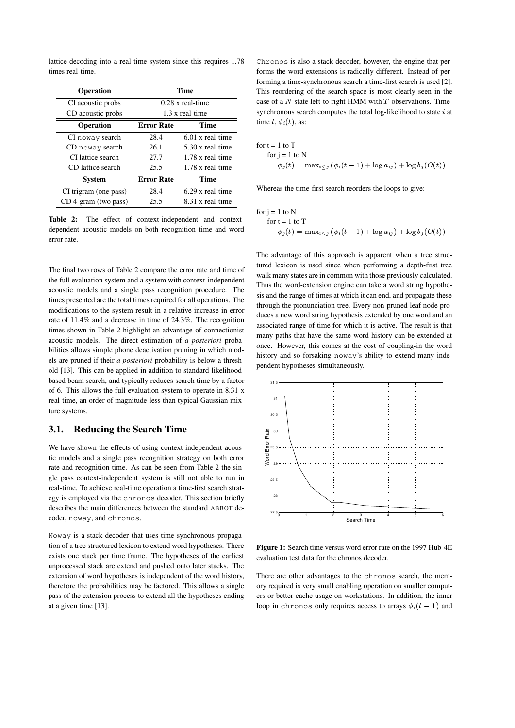lattice decoding into a real-time system since this requires 1.78 times real-time.

| Operation | Time | |
|---|---|---|
| CI acoustic probs | 0.28 x real-time | |
| CD acoustic probs | 1.3 x real-time | |
| **Operation** | **Error Rate** | **Time** |
| CI noway search | 28.4 | 6.01 x real-time |
| CD noway search | 26.1 | 5.30 x real-time |
| CI lattice search | 27.7 | 1.78 x real-time |
| CD lattice search | 25.5 | 1.78 x real-time |
| **System** | **Error Rate** | **Time** |
| CI trigram (one pass) | 28.4 | 6.29 x real-time |
| CD 4-gram (two pass) | 25.5 | 8.31 x real-time |

**Table 2:** The effect of context-independent and context-dependent acoustic models on both recognition time and word error rate.

The final two rows of Table 2 compare the error rate and time of the full evaluation system and a system with context-independent acoustic models and a single pass recognition procedure. The times presented are the total times required for all operations. The modifications to the system result in a relative increase in error rate of 11.4% and a decrease in time of 24.3%. The recognition times shown in Table 2 highlight an advantage of connectionist acoustic models. The direct estimation of *a posteriori* probabilities allows simple phone deactivation pruning in which models are pruned if their *a posteriori* probability is below a threshold [13]. This can be applied in addition to standard likelihood-based beam search, and typically reduces search time by a factor of 6. This allows the full evaluation system to operate in 8.31 x real-time, an order of magnitude less than typical Gaussian mixture systems.

## 3.1. Reducing the Search Time

We have shown the effects of using context-independent acoustic models and a single pass recognition strategy on both error rate and recognition time. As can be seen from Table 2 the single pass context-independent system is still not able to run in real-time. To achieve real-time operation a time-first search strategy is employed via the chronos decoder. This section briefly describes the main differences between the standard ABBOT decoder, noway, and chronos.

Noway is a stack decoder that uses time-synchronous propagation of a tree structured lexicon to extend word hypotheses. There exists one stack per time frame. The hypotheses of the earliest unprocessed stack are extend and pushed onto later stacks. The extension of word hypotheses is independent of the word history, therefore the probabilities may be factored. This allows a single pass of the extension process to extend all the hypotheses ending at a given time [13].

Chronos is also a stack decoder, however, the engine that performs the word extensions is radically different. Instead of performing a time-synchronous search a time-first search is used [2]. This reordering of the search space is most clearly seen in the case of a $N$ state left-to-right HMM with $T$ observations. Time-synchronous search computes the total log-likelihood to state $i$ at time $t$, $\phi_i(t)$, as:

for t = 1 to T
  for j = 1 to N
    $\phi_j(t) = \max_{i \leq j} (\phi_i(t-1) + \log a_{ij}) + \log b_j(O(t))$

Whereas the time-first search reorders the loops to give:

for j = 1 to N
  for t = 1 to T
    $\phi_j(t) = \max_{i \leq j} (\phi_i(t-1) + \log a_{ij}) + \log b_j(O(t))$

The advantage of this approach is apparent when a tree structured lexicon is used since when performing a depth-first tree walk many states are in common with those previously calculated. Thus the word-extension engine can take a word string hypothesis and the range of times at which it can end, and propagate these through the pronunciation tree. Every non-pruned leaf node produces a new word string hypothesis extended by one word and an associated range of time for which it is active. The result is that many paths that have the same word history can be extended at once. However, this comes at the cost of coupling-in the word history and so forsaking noway's ability to extend many independent hypotheses simultaneously.

**Figure 1:** Search time versus word error rate on the 1997 Hub-4E evaluation test data for the chronos decoder.

There are other advantages to the chronos search, the memory required is very small enabling operation on smaller computers or better cache usage on workstations. In addition, the inner loop in chronos only requires access to arrays $\phi_i(t-1)$ and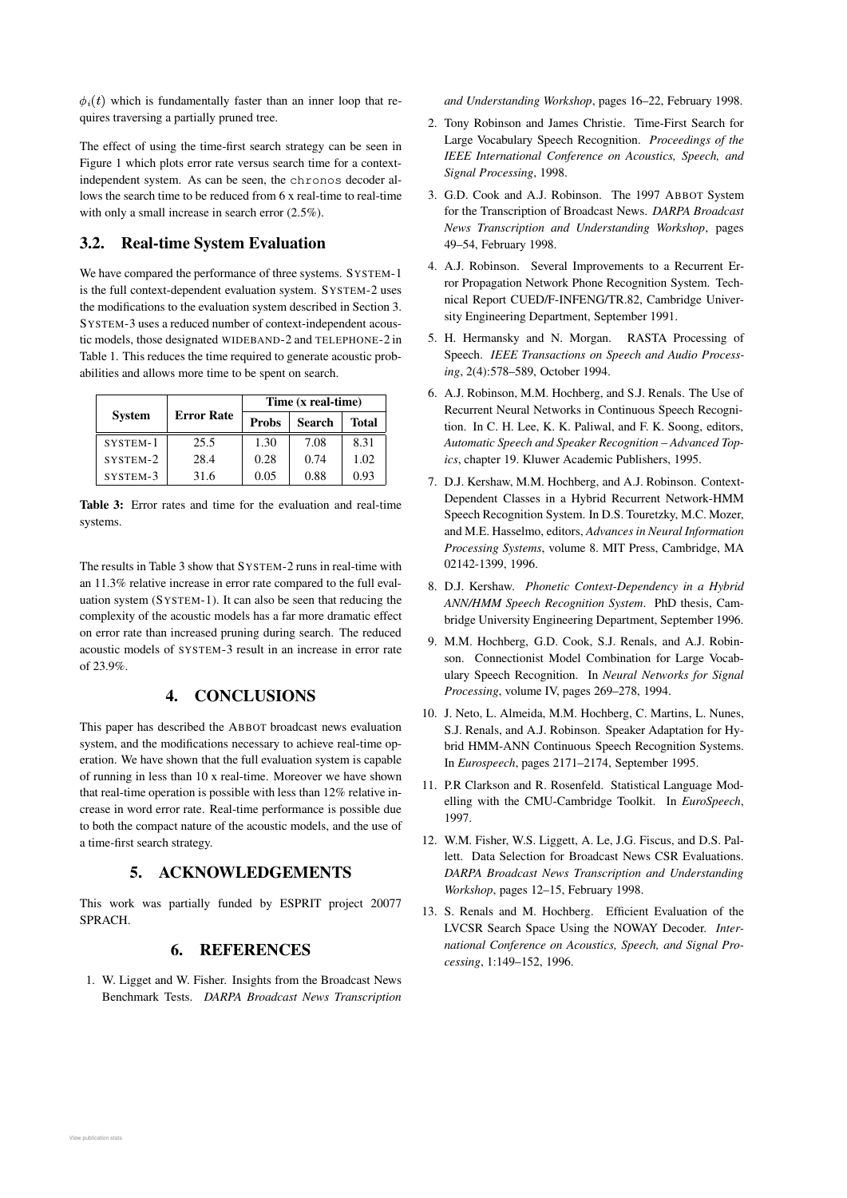$\phi_i(t)$ which is fundamentally faster than an inner loop that requires traversing a partially pruned tree.

The effect of using the time-first search strategy can be seen in Figure 1 which plots error rate versus search time for a context-independent system. As can be seen, the `chronos` decoder allows the search time to be reduced from 6 x real-time to real-time with only a small increase in search error (2.5%).

### 3.2. Real-time System Evaluation

We have compared the performance of three systems. SYSTEM-1 is the full context-dependent evaluation system. SYSTEM-2 uses the modifications to the evaluation system described in Section 3. SYSTEM-3 uses a reduced number of context-independent acoustic models, those designated WIDEBAND-2 and TELEPHONE-2 in Table 1. This reduces the time required to generate acoustic probabilities and allows more time to be spent on search.

| System | Error Rate | Time (x real-time) | | |
|---|---|---|---|---|
| | | Probs | Search | Total |
| SYSTEM-1 | 25.5 | 1.30 | 7.08 | 8.31 |
| SYSTEM-2 | 28.4 | 0.28 | 0.74 | 1.02 |
| SYSTEM-3 | 31.6 | 0.05 | 0.88 | 0.93 |

**Table 3:** Error rates and time for the evaluation and real-time systems.

The results in Table 3 show that SYSTEM-2 runs in real-time with an 11.3% relative increase in error rate compared to the full evaluation system (SYSTEM-1). It can also be seen that reducing the complexity of the acoustic models has a far more dramatic effect on error rate than increased pruning during search. The reduced acoustic models of SYSTEM-3 result in an increase in error rate of 23.9%.

## 4. CONCLUSIONS

This paper has described the ABBOT broadcast news evaluation system, and the modifications necessary to achieve real-time operation. We have shown that the full evaluation system is capable of running in less than 10 x real-time. Moreover we have shown that real-time operation is possible with less than 12% relative increase in word error rate. Real-time performance is possible due to both the compact nature of the acoustic models, and the use of a time-first search strategy.

## 5. ACKNOWLEDGEMENTS

This work was partially funded by ESPRIT project 20077 SPRACH.

## 6. REFERENCES

1. W. Ligget and W. Fisher. Insights from the Broadcast News Benchmark Tests. *DARPA Broadcast News Transcription and Understanding Workshop*, pages 16–22, February 1998.
2. Tony Robinson and James Christie. Time-First Search for Large Vocabulary Speech Recognition. *Proceedings of the IEEE International Conference on Acoustics, Speech, and Signal Processing*, 1998.
3. G.D. Cook and A.J. Robinson. The 1997 ABBOT System for the Transcription of Broadcast News. *DARPA Broadcast News Transcription and Understanding Workshop*, pages 49–54, February 1998.
4. A.J. Robinson. Several Improvements to a Recurrent Error Propagation Network Phone Recognition System. Technical Report CUED/F-INFENG/TR.82, Cambridge University Engineering Department, September 1991.
5. H. Hermansky and N. Morgan. RASTA Processing of Speech. *IEEE Transactions on Speech and Audio Processing*, 2(4):578–589, October 1994.
6. A.J. Robinson, M.M. Hochberg, and S.J. Renals. The Use of Recurrent Neural Networks in Continuous Speech Recognition. In C. H. Lee, K. K. Paliwal, and F. K. Soong, editors, *Automatic Speech and Speaker Recognition – Advanced Topics*, chapter 19. Kluwer Academic Publishers, 1995.
7. D.J. Kershaw, M.M. Hochberg, and A.J. Robinson. Context-Dependent Classes in a Hybrid Recurrent Network-HMM Speech Recognition System. In D.S. Touretzky, M.C. Mozer, and M.E. Hasselmo, editors, *Advances in Neural Information Processing Systems*, volume 8. MIT Press, Cambridge, MA 02142-1399, 1996.
8. D.J. Kershaw. *Phonetic Context-Dependency in a Hybrid ANN/HMM Speech Recognition System*. PhD thesis, Cambridge University Engineering Department, September 1996.
9. M.M. Hochberg, G.D. Cook, S.J. Renals, and A.J. Robinson. Connectionist Model Combination for Large Vocabulary Speech Recognition. In *Neural Networks for Signal Processing*, volume IV, pages 269–278, 1994.
10. J. Neto, L. Almeida, M.M. Hochberg, C. Martins, L. Nunes, S.J. Renals, and A.J. Robinson. Speaker Adaptation for Hybrid HMM-ANN Continuous Speech Recognition Systems. In *Eurospeech*, pages 2171–2174, September 1995.
11. P.R Clarkson and R. Rosenfeld. Statistical Language Modelling with the CMU-Cambridge Toolkit. In *EuroSpeech*, 1997.
12. W.M. Fisher, W.S. Liggett, A. Le, J.G. Fiscus, and D.S. Pallett. Data Selection for Broadcast News CSR Evaluations. *DARPA Broadcast News Transcription and Understanding Workshop*, pages 12–15, February 1998.
13. S. Renals and M. Hochberg. Efficient Evaluation of the LVCSR Search Space Using the NOWAY Decoder. *International Conference on Acoustics, Speech, and Signal Processing*, 1:149–152, 1996.